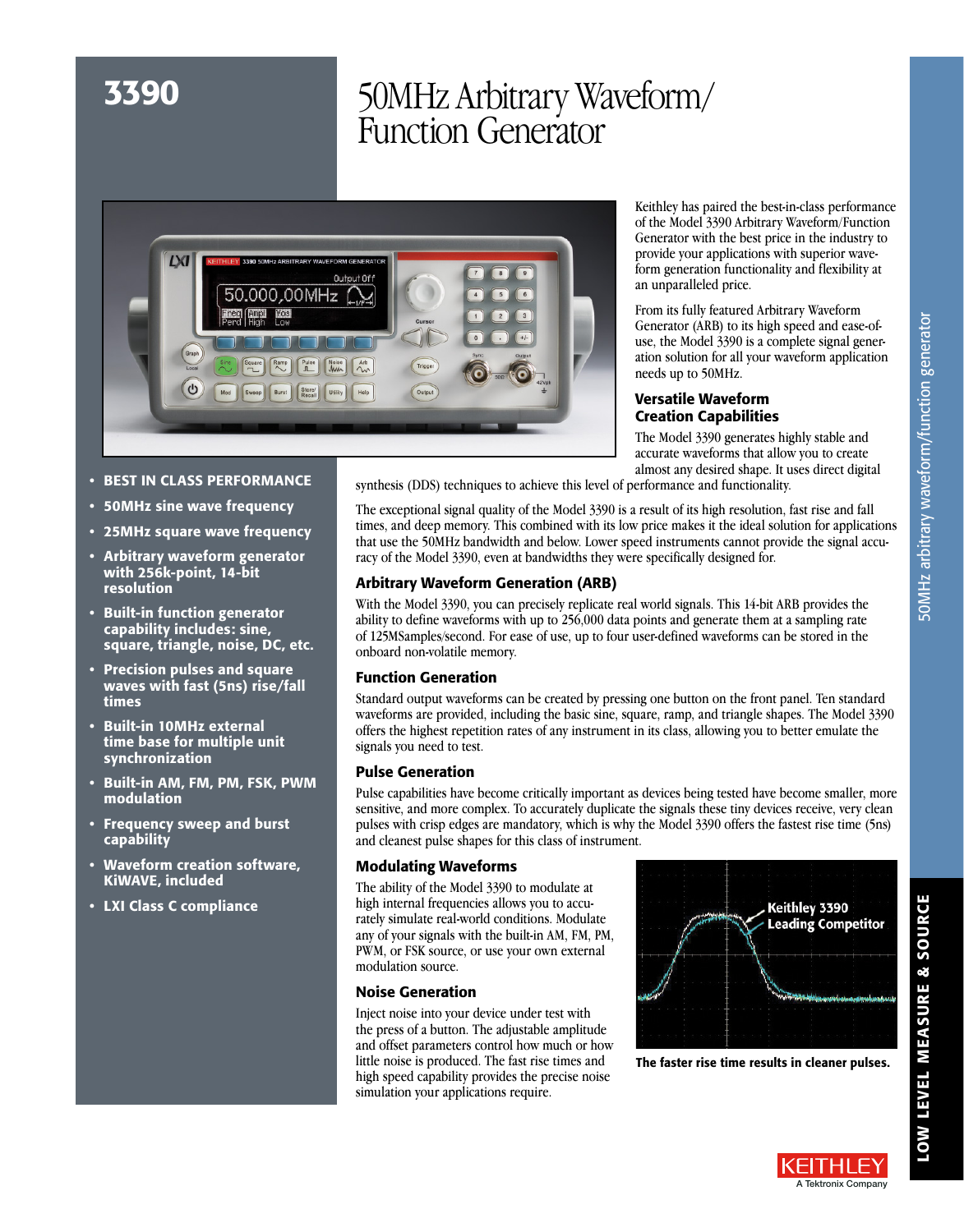# 3390

# 50MHz Arbitrary Waveform/ Function Generator

- **BEST IN CLASS PERFORMANCE**
- **50MHz sine wave frequency**
- **25MHz square wave frequency**
- **Arbitrary waveform generator with 256k-point, 14-bit resolution**
- **Built-in function generator capability includes: sine, square, triangle, noise, DC, etc.**
- **Precision pulses and square waves with fast (5ns) rise/fall times**
- **Built-in 10MHz external time base for multiple unit synchronization**
- **Built-in AM, FM, PM, FSK, PWM modulation**
- **Frequency sweep and burst capability**
- **Waveform creation software, KiWAVE, included**
- **LXI Class C compliance**

Keithley has paired the best-in-class performance of the Model 3390 Arbitrary Waveform/Function Generator with the best price in the industry to provide your applications with superior waveform generation functionality and flexibility at an unparalleled price.

From its fully featured Arbitrary Waveform Generator (ARB) to its high speed and ease-of-use, the Model 3390 is a complete signal generation solution for all your waveform application needs up to 50MHz.

## Versatile Waveform Creation Capabilities

The Model 3390 generates highly stable and accurate waveforms that allow you to create almost any desired shape. It uses direct digital synthesis (DDS) techniques to achieve this level of performance and functionality.

The exceptional signal quality of the Model 3390 is a result of its high resolution, fast rise and fall times, and deep memory. This combined with its low price makes it the ideal solution for applications that use the 50MHz bandwidth and below. Lower speed instruments cannot provide the signal accuracy of the Model 3390, even at bandwidths they were specifically designed for.

## Arbitrary Waveform Generation (ARB)

With the Model 3390, you can precisely replicate real world signals. This 14-bit ARB provides the ability to define waveforms with up to 256,000 data points and generate them at a sampling rate of 125MSamples/second. For ease of use, up to four user-defined waveforms can be stored in the onboard non-volatile memory.

## Function Generation

Standard output waveforms can be created by pressing one button on the front panel. Ten standard waveforms are provided, including the basic sine, square, ramp, and triangle shapes. The Model 3390 offers the highest repetition rates of any instrument in its class, allowing you to better emulate the signals you need to test.

## Pulse Generation

Pulse capabilities have become critically important as devices being tested have become smaller, more sensitive, and more complex. To accurately duplicate the signals these tiny devices receive, very clean pulses with crisp edges are mandatory, which is why the Model 3390 offers the fastest rise time (5ns) and cleanest pulse shapes for this class of instrument.

## Modulating Waveforms

The ability of the Model 3390 to modulate at high internal frequencies allows you to accurately simulate real-world conditions. Modulate any of your signals with the built-in AM, FM, PM, PWM, or FSK source, or use your own external modulation source.

**The faster rise time results in cleaner pulses.**

## Noise Generation

Inject noise into your device under test with the press of a button. The adjustable amplitude and offset parameters control how much or how little noise is produced. The fast rise times and high speed capability provides the precise noise simulation your applications require.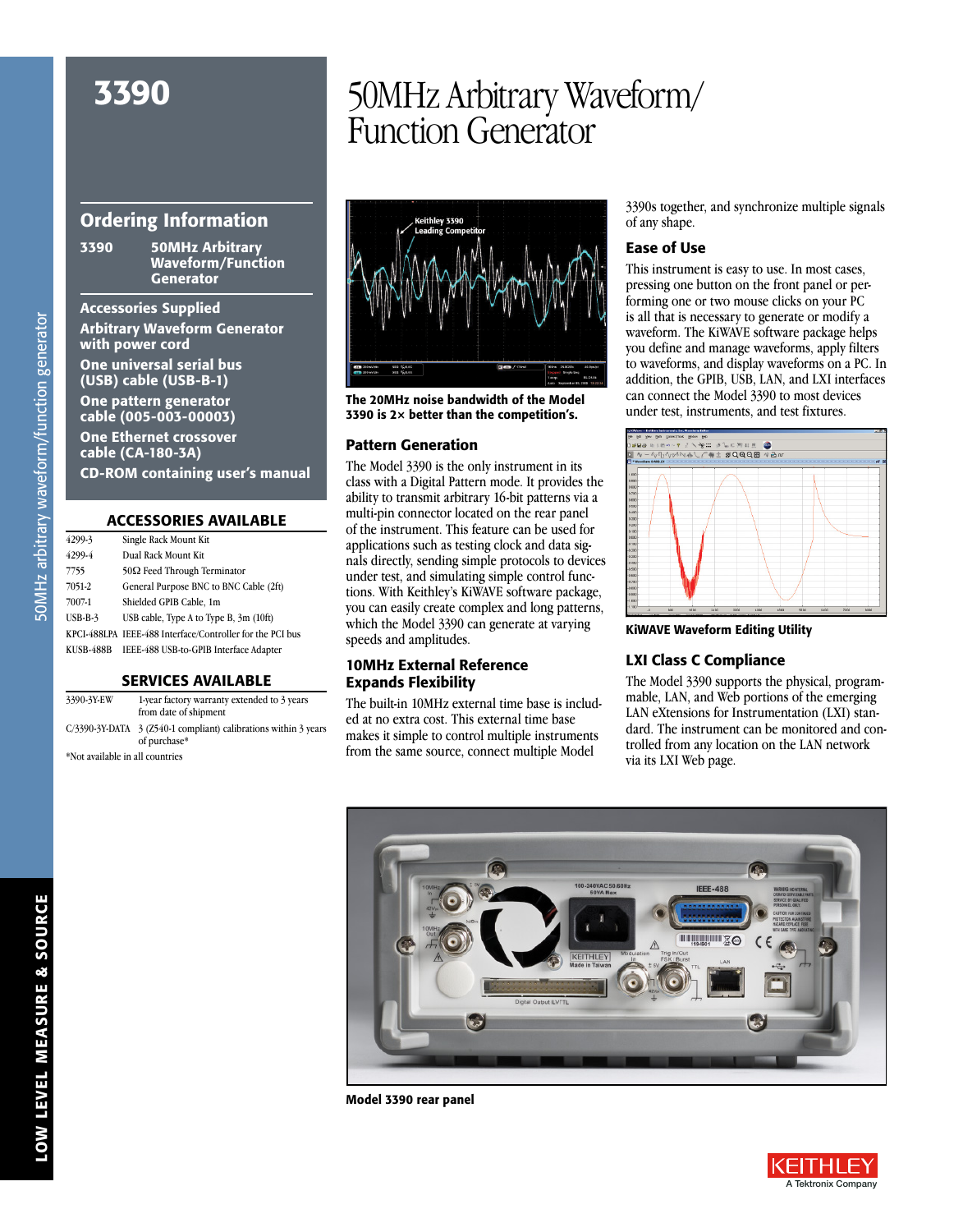# 3390

# 50MHz Arbitrary Waveform/ Function Generator

## Ordering Information

**3390** **50MHz Arbitrary Waveform/Function Generator**

**Accessories Supplied**

**Arbitrary Waveform Generator with power cord**

**One universal serial bus (USB) cable (USB-B-1)**

**One pattern generator cable (005-003-00003)**

**One Ethernet crossover cable (CA-180-3A)**

**CD-ROM containing user's manual**

### ACCESSORIES AVAILABLE

| | |
|---|---|
| 4299-3 | Single Rack Mount Kit |
| 4299-4 | Dual Rack Mount Kit |
| 7755 | 50Ω Feed Through Terminator |
| 7051-2 | General Purpose BNC to BNC Cable (2ft) |
| 7007-1 | Shielded GPIB Cable, 1m |
| USB-B-3 | USB cable, Type A to Type B, 3m (10ft) |
| KPCI-488LPA | IEEE-488 Interface/Controller for the PCI bus |
| KUSB-488B | IEEE-488 USB-to-GPIB Interface Adapter |

### SERVICES AVAILABLE

| | |
|---|---|
| 3390-3Y-EW | 1-year factory warranty extended to 3 years from date of shipment |
| C/3390-3Y-DATA | 3 (Z540-1 compliant) calibrations within 3 years of purchase* |

*Not available in all countries

**The 20MHz noise bandwidth of the Model 3390 is 2× better than the competition's.**

### Pattern Generation

The Model 3390 is the only instrument in its class with a Digital Pattern mode. It provides the ability to transmit arbitrary 16-bit patterns via a multi-pin connector located on the rear panel of the instrument. This feature can be used for applications such as testing clock and data signals directly, sending simple protocols to devices under test, and simulating simple control functions. With Keithley's KiWAVE software package, you can easily create complex and long patterns, which the Model 3390 can generate at varying speeds and amplitudes.

### 10MHz External Reference Expands Flexibility

The built-in 10MHz external time base is included at no extra cost. This external time base makes it simple to control multiple instruments from the same source, connect multiple Model 3390s together, and synchronize multiple signals of any shape.

### Ease of Use

This instrument is easy to use. In most cases, pressing one button on the front panel or performing one or two mouse clicks on your PC is all that is necessary to generate or modify a waveform. The KiWAVE software package helps you define and manage waveforms, apply filters to waveforms, and display waveforms on a PC. In addition, the GPIB, USB, LAN, and LXI interfaces can connect the Model 3390 to most devices under test, instruments, and test fixtures.

**KiWAVE Waveform Editing Utility**

### LXI Class C Compliance

The Model 3390 supports the physical, programmable, LAN, and Web portions of the emerging LAN eXtensions for Instrumentation (LXI) standard. The instrument can be monitored and controlled from any location on the LAN network via its LXI Web page.

**Model 3390 rear panel**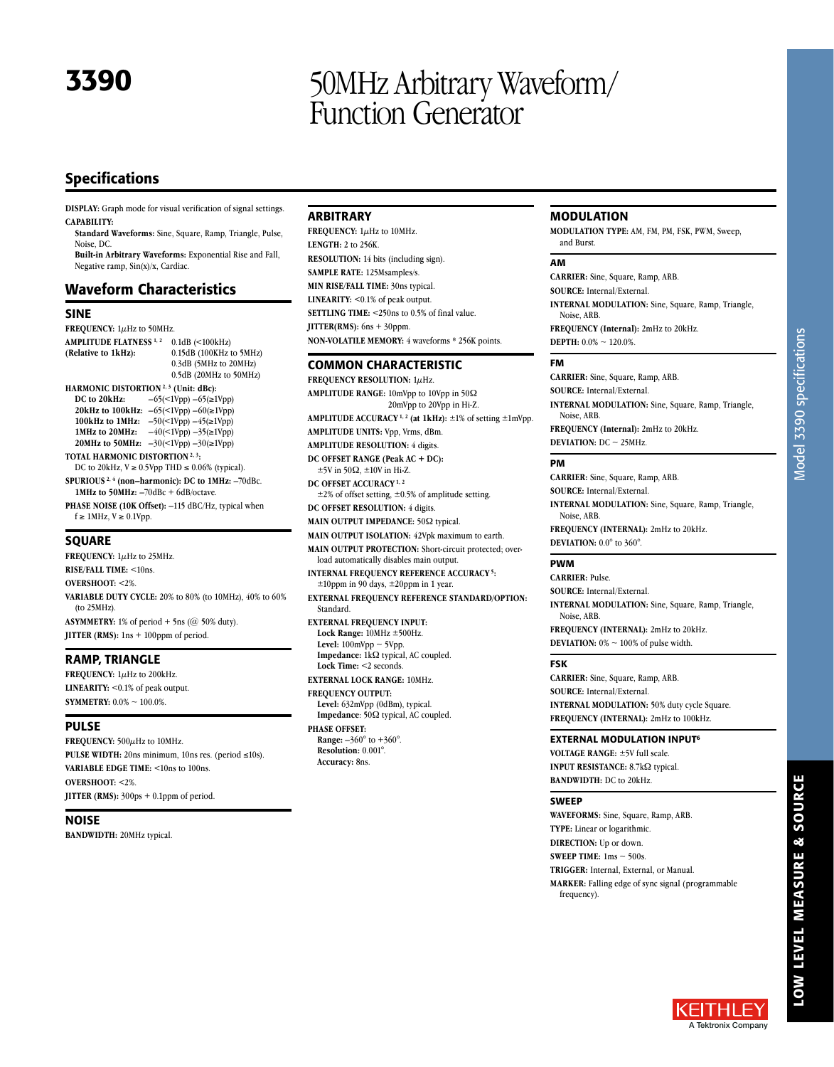# 3390

# 50MHz Arbitrary Waveform/ Function Generator

## Specifications

**DISPLAY:** Graph mode for visual verification of signal settings.

**CAPABILITY:**

**Standard Waveforms:** Sine, Square, Ramp, Triangle, Pulse, Noise, DC.

**Built-in Arbitrary Waveforms:** Exponential Rise and Fall, Negative ramp, Sin(x)/x, Cardiac.

## Waveform Characteristics

### SINE

**FREQUENCY:** 1µHz to 50MHz.

**AMPLITUDE FLATNESS [1, 2] (Relative to 1kHz):**
0.1dB (<100kHz)
0.15dB (100KHz to 5MHz)
0.3dB (5MHz to 20MHz)
0.5dB (20MHz to 50MHz)

**HARMONIC DISTORTION [2, 3] (Unit: dBc):**

| | | |
|---|---|---|
| **DC to 20kHz:** | –65(<1Vpp) | –65(≥1Vpp) |
| **20kHz to 100kHz:** | –65(<1Vpp) | –60(≥1Vpp) |
| **100kHz to 1MHz:** | –50(<1Vpp) | –45(≥1Vpp) |
| **1MHz to 20MHz:** | –40(<1Vpp) | –35(≥1Vpp) |
| **20MHz to 50MHz:** | –30(<1Vpp) | –30(≥1Vpp) |

**TOTAL HARMONIC DISTORTION [2, 3]:**
DC to 20kHz, V ≥ 0.5Vpp THD ≤ 0.06% (typical).

**SPURIOUS [2, 4] (non–harmonic): DC to 1MHz:** –70dBc.
**1MHz to 50MHz:** –70dBc + 6dB/octave.

**PHASE NOISE (10K Offset):** –115 dBC/Hz, typical when f ≥ 1MHz, V ≥ 0.1Vpp.

### SQUARE

**FREQUENCY:** 1µHz to 25MHz.

**RISE/FALL TIME:** <10ns.

**OVERSHOOT:** <2%.

**VARIABLE DUTY CYCLE:** 20% to 80% (to 10MHz), 40% to 60% (to 25MHz).

**ASYMMETRY:** 1% of period + 5ns (@ 50% duty).

**JITTER (RMS):** 1ns + 100ppm of period.

### RAMP, TRIANGLE

**FREQUENCY:** 1µHz to 200kHz.

**LINEARITY:** <0.1% of peak output.

**SYMMETRY:** 0.0% ~ 100.0%.

### PULSE

**FREQUENCY:** 500µHz to 10MHz.

**PULSE WIDTH:** 20ns minimum, 10ns res. (period ≤10s).

**VARIABLE EDGE TIME:** <10ns to 100ns.

**OVERSHOOT:** <2%.

**JITTER (RMS):** 300ps + 0.1ppm of period.

### NOISE

**BANDWIDTH:** 20MHz typical.

### ARBITRARY

**FREQUENCY:** 1µHz to 10MHz.

**LENGTH:** 2 to 256K.

**RESOLUTION:** 14 bits (including sign).

**SAMPLE RATE:** 125Msamples/s.

**MIN RISE/FALL TIME:** 30ns typical.

**LINEARITY:** <0.1% of peak output.

**SETTLING TIME:** <250ns to 0.5% of final value.

**JITTER(RMS):** 6ns + 30ppm.

**NON-VOLATILE MEMORY:** 4 waveforms * 256K points.

### COMMON CHARACTERISTIC

**FREQUENCY RESOLUTION:** 1µHz.

**AMPLITUDE RANGE:** 10mVpp to 10Vpp in 50Ω
20mVpp to 20Vpp in Hi-Z.

**AMPLITUDE ACCURACY [1, 2] (at 1kHz):** ±1% of setting ±1mVpp.

**AMPLITUDE UNITS:** Vpp, Vrms, dBm.

**AMPLITUDE RESOLUTION:** 4 digits.

**DC OFFSET RANGE (Peak AC + DC):**
±5V in 50Ω, ±10V in Hi-Z.

**DC OFFSET ACCURACY [1, 2]**
±2% of offset setting, ±0.5% of amplitude setting.

**DC OFFSET RESOLUTION:** 4 digits.

**MAIN OUTPUT IMPEDANCE:** 50Ω typical.

**MAIN OUTPUT ISOLATION:** 42Vpk maximum to earth.

**MAIN OUTPUT PROTECTION:** Short-circuit protected; overload automatically disables main output.

**INTERNAL FREQUENCY REFERENCE ACCURACY [5]:**
±10ppm in 90 days, ±20ppm in 1 year.

**EXTERNAL FREQUENCY REFERENCE STANDARD/OPTION:** Standard.

**EXTERNAL FREQUENCY INPUT:**
**Lock Range:** 10MHz ±500Hz.
**Level:** 100mVpp ~ 5Vpp.
**Impedance:** 1kΩ typical, AC coupled.
**Lock Time:** <2 seconds.

**EXTERNAL LOCK RANGE:** 10MHz.

**FREQUENCY OUTPUT:**
**Level:** 632mVpp (0dBm), typical.
**Impedance:** 50Ω typical, AC coupled.

**PHASE OFFSET:**
**Range:** –360° to +360°.
**Resolution:** 0.001°.
**Accuracy:** 8ns.

### MODULATION

**MODULATION TYPE:** AM, FM, PM, FSK, PWM, Sweep, and Burst.

#### AM

**CARRIER:** Sine, Square, Ramp, ARB.

**SOURCE:** Internal/External.

**INTERNAL MODULATION:** Sine, Square, Ramp, Triangle, Noise, ARB.

**FREQUENCY (Internal):** 2mHz to 20kHz.

**DEPTH:** 0.0% ~ 120.0%.

#### FM

**CARRIER:** Sine, Square, Ramp, ARB.

**SOURCE:** Internal/External.

**INTERNAL MODULATION:** Sine, Square, Ramp, Triangle, Noise, ARB.

**FREQUENCY (Internal):** 2mHz to 20kHz.

**DEVIATION:** DC ~ 25MHz.

#### PM

**CARRIER:** Sine, Square, Ramp, ARB.

**SOURCE:** Internal/External.

**INTERNAL MODULATION:** Sine, Square, Ramp, Triangle, Noise, ARB.

**FREQUENCY (INTERNAL):** 2mHz to 20kHz.

**DEVIATION:** 0.0° to 360°.

#### PWM

**CARRIER:** Pulse.

**SOURCE:** Internal/External.

**INTERNAL MODULATION:** Sine, Square, Ramp, Triangle, Noise, ARB.

**FREQUENCY (INTERNAL):** 2mHz to 20kHz.

**DEVIATION:** 0% ~ 100% of pulse width.

#### FSK

**CARRIER:** Sine, Square, Ramp, ARB.

**SOURCE:** Internal/External.

**INTERNAL MODULATION:** 50% duty cycle Square.

**FREQUENCY (INTERNAL):** 2mHz to 100kHz.

#### EXTERNAL MODULATION INPUT[6]

**VOLTAGE RANGE:** ±5V full scale.

**INPUT RESISTANCE:** 8.7kΩ typical.

**BANDWIDTH:** DC to 20kHz.

#### SWEEP

**WAVEFORMS:** Sine, Square, Ramp, ARB.

**TYPE:** Linear or logarithmic.

**DIRECTION:** Up or down.

**SWEEP TIME:** 1ms ~ 500s.

**TRIGGER:** Internal, External, or Manual.

**MARKER:** Falling edge of sync signal (programmable frequency).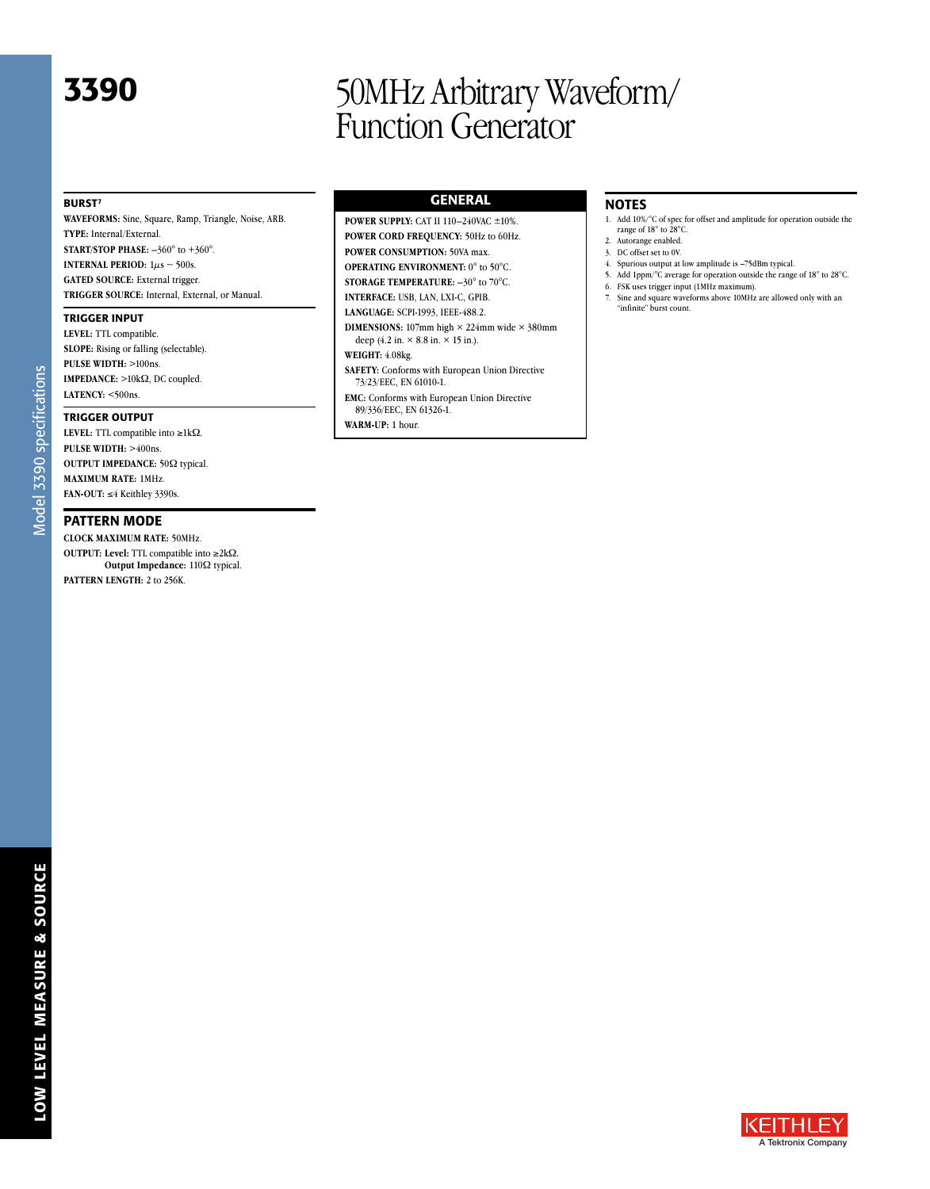# 3390

# 50MHz Arbitrary Waveform/ Function Generator

### BURST[7]

**WAVEFORMS:** Sine, Square, Ramp, Triangle, Noise, ARB.

**TYPE:** Internal/External.

**START/STOP PHASE:** –360° to +360°.

**INTERNAL PERIOD:** 1µs ~ 500s.

**GATED SOURCE:** External trigger.

**TRIGGER SOURCE:** Internal, External, or Manual.

### TRIGGER INPUT

**LEVEL:** TTL compatible.

**SLOPE:** Rising or falling (selectable).

**PULSE WIDTH:** >100ns.

**IMPEDANCE:** >10kΩ, DC coupled.

**LATENCY:** <500ns.

### TRIGGER OUTPUT

**LEVEL:** TTL compatible into ≥1kΩ.

**PULSE WIDTH:** >400ns.

**OUTPUT IMPEDANCE:** 50Ω typical.

**MAXIMUM RATE:** 1MHz.

**FAN-OUT:** ≤4 Keithley 3390s.

## PATTERN MODE

**CLOCK MAXIMUM RATE:** 50MHz.

**OUTPUT: Level:** TTL compatible into ≥2kΩ.
**Output Impedance:** 110Ω typical.

**PATTERN LENGTH:** 2 to 256K.

## GENERAL

**POWER SUPPLY:** CAT II 110–240VAC ±10%.

**POWER CORD FREQUENCY:** 50Hz to 60Hz.

**POWER CONSUMPTION:** 50VA max.

**OPERATING ENVIRONMENT:** 0° to 50°C.

**STORAGE TEMPERATURE:** –30° to 70°C.

**INTERFACE:** USB, LAN, LXI-C, GPIB.

**LANGUAGE:** SCPI-1993, IEEE-488.2.

**DIMENSIONS:** 107mm high × 224mm wide × 380mm deep (4.2 in. × 8.8 in. × 15 in.).

**WEIGHT:** 4.08kg.

**SAFETY:** Conforms with European Union Directive 73/23/EEC, EN 61010-1.

**EMC:** Conforms with European Union Directive 89/336/EEC, EN 61326-1.

**WARM-UP:** 1 hour.

## NOTES

1. Add 10%/°C of spec for offset and amplitude for operation outside the range of 18° to 28°C.
2. Autorange enabled.
3. DC offset set to 0V.
4. Spurious output at low amplitude is –75dBm typical.
5. Add 1ppm/°C average for operation outside the range of 18° to 28°C.
6. FSK uses trigger input (1MHz maximum).
7. Sine and square waveforms above 10MHz are allowed only with an "infinite" burst count.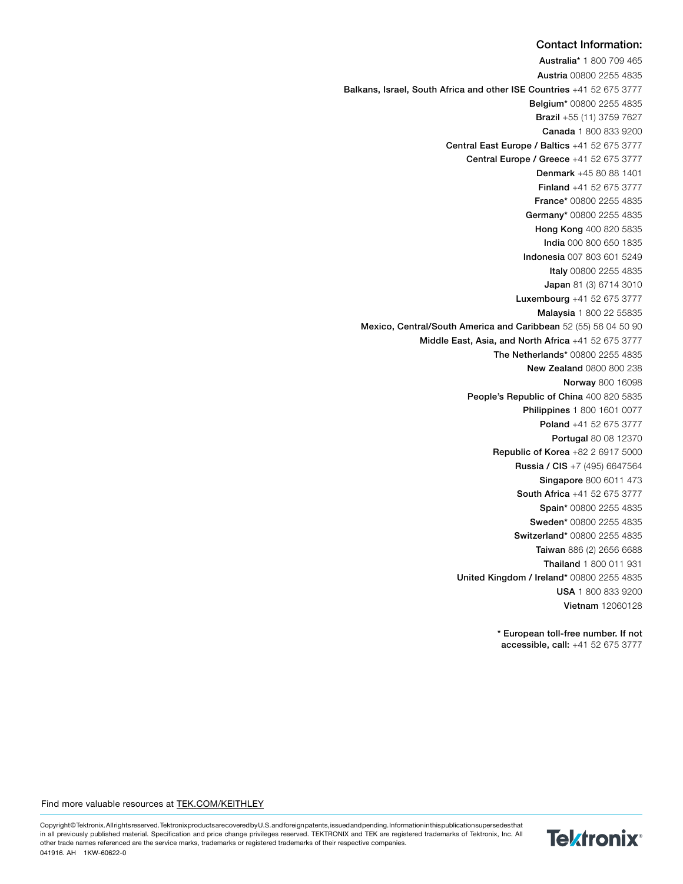## Contact Information:

**Australia*** 1 800 709 465
**Austria** 00800 2255 4835
**Balkans, Israel, South Africa and other ISE Countries** +41 52 675 3777
**Belgium*** 00800 2255 4835
**Brazil** +55 (11) 3759 7627
**Canada** 1 800 833 9200
**Central East Europe / Baltics** +41 52 675 3777
**Central Europe / Greece** +41 52 675 3777
**Denmark** +45 80 88 1401
**Finland** +41 52 675 3777
**France*** 00800 2255 4835
**Germany*** 00800 2255 4835
**Hong Kong** 400 820 5835
**India** 000 800 650 1835
**Indonesia** 007 803 601 5249
**Italy** 00800 2255 4835
**Japan** 81 (3) 6714 3010
**Luxembourg** +41 52 675 3777
**Malaysia** 1 800 22 55835
**Mexico, Central/South America and Caribbean** 52 (55) 56 04 50 90
**Middle East, Asia, and North Africa** +41 52 675 3777
**The Netherlands*** 00800 2255 4835
**New Zealand** 0800 800 238
**Norway** 800 16098
**People's Republic of China** 400 820 5835
**Philippines** 1 800 1601 0077
**Poland** +41 52 675 3777
**Portugal** 80 08 12370
**Republic of Korea** +82 2 6917 5000
**Russia / CIS** +7 (495) 6647564
**Singapore** 800 6011 473
**South Africa** +41 52 675 3777
**Spain*** 00800 2255 4835
**Sweden*** 00800 2255 4835
**Switzerland*** 00800 2255 4835
**Taiwan** 886 (2) 2656 6688
**Thailand** 1 800 011 931
**United Kingdom / Ireland*** 00800 2255 4835
**USA** 1 800 833 9200
**Vietnam** 12060128

\* European toll-free number. If not accessible, call: +41 52 675 3777

Find more valuable resources at TEK.COM/KEITHLEY

Copyright © Tektronix. All rights reserved. Tektronix products are covered by U.S. and foreign patents, issued and pending. Information in this publication supersedes that in all previously published material. Specification and price change privileges reserved. TEKTRONIX and TEK are registered trademarks of Tektronix, Inc. All other trade names referenced are the service marks, trademarks or registered trademarks of their respective companies.
041916. AH 1KW-60622-0

Tektronix®